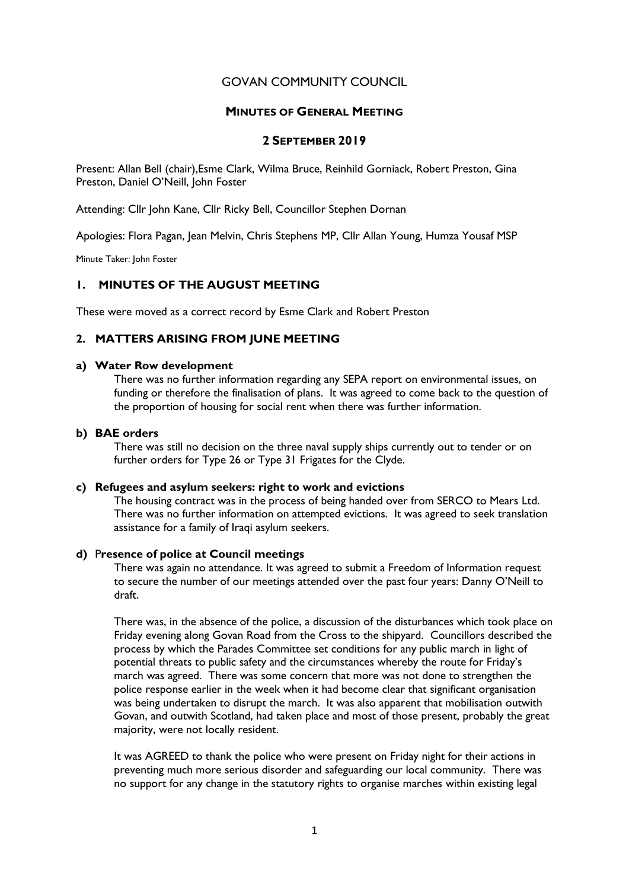# GOVAN COMMUNITY COUNCIL

## MINUTES OF GENERAL MEETING

## 2 SEPTEMBER 2019

Present: Allan Bell (chair),Esme Clark, Wilma Bruce, Reinhild Gorniack, Robert Preston, Gina Preston, Daniel O'Neill, John Foster

Attending: Cllr John Kane, Cllr Ricky Bell, Councillor Stephen Dornan

Apologies: Flora Pagan, Jean Melvin, Chris Stephens MP, Cllr Allan Young, Humza Yousaf MSP

Minute Taker: John Foster

### 1. MINUTES OF THE AUGUST MEETING

These were moved as a correct record by Esme Clark and Robert Preston

### 2. MATTERS ARISING FROM JUNE MEETING

**a) Water Row development**

There was no further information regarding any SEPA report on environmental issues, on funding or therefore the finalisation of plans. It was agreed to come back to the question of the proportion of housing for social rent when there was further information.

**b) BAE orders**

There was still no decision on the three naval supply ships currently out to tender or on further orders for Type 26 or Type 31 Frigates for the Clyde.

**c) Refugees and asylum seekers: right to work and evictions**

The housing contract was in the process of being handed over from SERCO to Mears Ltd. There was no further information on attempted evictions. It was agreed to seek translation assistance for a family of Iraqi asylum seekers.

**d) Presence of police at Council meetings**

There was again no attendance. It was agreed to submit a Freedom of Information request to secure the number of our meetings attended over the past four years: Danny O'Neill to draft.

There was, in the absence of the police, a discussion of the disturbances which took place on Friday evening along Govan Road from the Cross to the shipyard. Councillors described the process by which the Parades Committee set conditions for any public march in light of potential threats to public safety and the circumstances whereby the route for Friday's march was agreed. There was some concern that more was not done to strengthen the police response earlier in the week when it had become clear that significant organisation was being undertaken to disrupt the march. It was also apparent that mobilisation outwith Govan, and outwith Scotland, had taken place and most of those present, probably the great majority, were not locally resident.

It was AGREED to thank the police who were present on Friday night for their actions in preventing much more serious disorder and safeguarding our local community. There was no support for any change in the statutory rights to organise marches within existing legal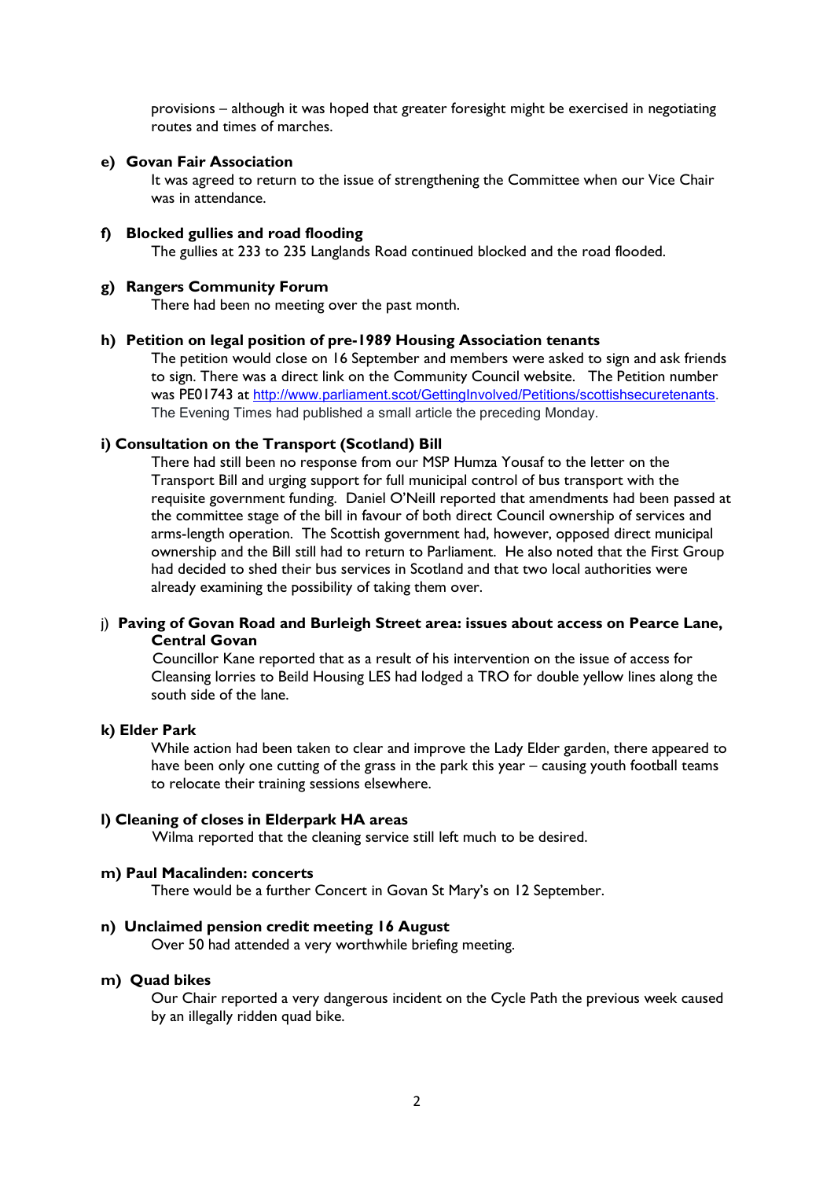provisions – although it was hoped that greater foresight might be exercised in negotiating routes and times of marches.

**e) Govan Fair Association**

It was agreed to return to the issue of strengthening the Committee when our Vice Chair was in attendance.

**f) Blocked gullies and road flooding**

The gullies at 233 to 235 Langlands Road continued blocked and the road flooded.

**g) Rangers Community Forum**

There had been no meeting over the past month.

**h) Petition on legal position of pre-1989 Housing Association tenants**

The petition would close on 16 September and members were asked to sign and ask friends to sign. There was a direct link on the Community Council website. The Petition number was PE01743 at http://www.parliament.scot/GettingInvolved/Petitions/scottishsecuretenants. The Evening Times had published a small article the preceding Monday.

**i) Consultation on the Transport (Scotland) Bill**

There had still been no response from our MSP Humza Yousaf to the letter on the Transport Bill and urging support for full municipal control of bus transport with the requisite government funding. Daniel O'Neill reported that amendments had been passed at the committee stage of the bill in favour of both direct Council ownership of services and arms-length operation. The Scottish government had, however, opposed direct municipal ownership and the Bill still had to return to Parliament. He also noted that the First Group had decided to shed their bus services in Scotland and that two local authorities were already examining the possibility of taking them over.

j) **Paving of Govan Road and Burleigh Street area: issues about access on Pearce Lane, Central Govan**

Councillor Kane reported that as a result of his intervention on the issue of access for Cleansing lorries to Beild Housing LES had lodged a TRO for double yellow lines along the south side of the lane.

**k) Elder Park**

While action had been taken to clear and improve the Lady Elder garden, there appeared to have been only one cutting of the grass in the park this year – causing youth football teams to relocate their training sessions elsewhere.

**l) Cleaning of closes in Elderpark HA areas**

Wilma reported that the cleaning service still left much to be desired.

**m) Paul Macalinden: concerts**

There would be a further Concert in Govan St Mary's on 12 September.

**n) Unclaimed pension credit meeting 16 August**

Over 50 had attended a very worthwhile briefing meeting.

**m) Quad bikes**

Our Chair reported a very dangerous incident on the Cycle Path the previous week caused by an illegally ridden quad bike.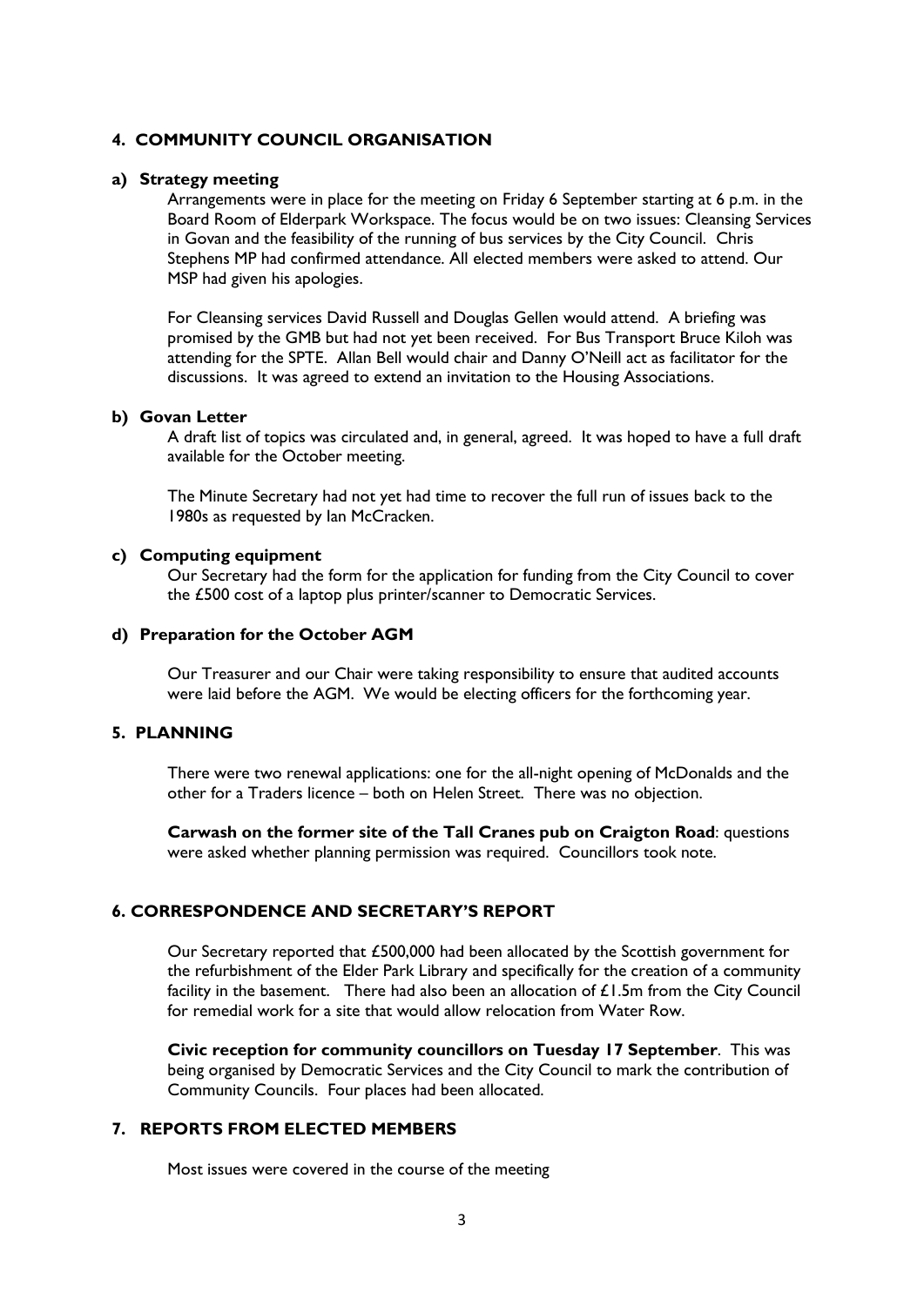## 4. COMMUNITY COUNCIL ORGANISATION

### a) Strategy meeting

Arrangements were in place for the meeting on Friday 6 September starting at 6 p.m. in the Board Room of Elderpark Workspace. The focus would be on two issues: Cleansing Services in Govan and the feasibility of the running of bus services by the City Council. Chris Stephens MP had confirmed attendance. All elected members were asked to attend. Our MSP had given his apologies.

For Cleansing services David Russell and Douglas Gellen would attend. A briefing was promised by the GMB but had not yet been received. For Bus Transport Bruce Kiloh was attending for the SPTE. Allan Bell would chair and Danny O'Neill act as facilitator for the discussions. It was agreed to extend an invitation to the Housing Associations.

### b) Govan Letter

A draft list of topics was circulated and, in general, agreed. It was hoped to have a full draft available for the October meeting.

The Minute Secretary had not yet had time to recover the full run of issues back to the 1980s as requested by Ian McCracken.

### c) Computing equipment

Our Secretary had the form for the application for funding from the City Council to cover the £500 cost of a laptop plus printer/scanner to Democratic Services.

### d) Preparation for the October AGM

Our Treasurer and our Chair were taking responsibility to ensure that audited accounts were laid before the AGM. We would be electing officers for the forthcoming year.

## 5. PLANNING

There were two renewal applications: one for the all-night opening of McDonalds and the other for a Traders licence – both on Helen Street. There was no objection.

**Carwash on the former site of the Tall Cranes pub on Craigton Road**: questions were asked whether planning permission was required. Councillors took note.

## 6. CORRESPONDENCE AND SECRETARY'S REPORT

Our Secretary reported that £500,000 had been allocated by the Scottish government for the refurbishment of the Elder Park Library and specifically for the creation of a community facility in the basement. There had also been an allocation of £1.5m from the City Council for remedial work for a site that would allow relocation from Water Row.

**Civic reception for community councillors on Tuesday 17 September**. This was being organised by Democratic Services and the City Council to mark the contribution of Community Councils. Four places had been allocated.

## 7. REPORTS FROM ELECTED MEMBERS

Most issues were covered in the course of the meeting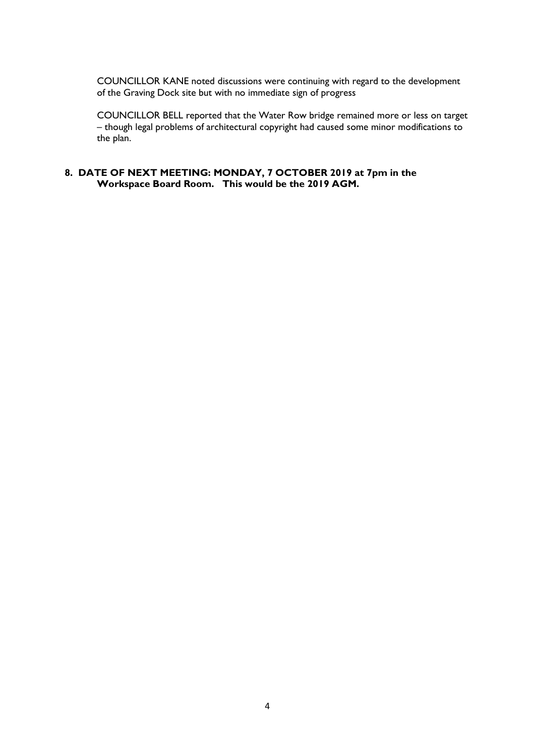COUNCILLOR KANE noted discussions were continuing with regard to the development of the Graving Dock site but with no immediate sign of progress

COUNCILLOR BELL reported that the Water Row bridge remained more or less on target – though legal problems of architectural copyright had caused some minor modifications to the plan.

**8. DATE OF NEXT MEETING: MONDAY, 7 OCTOBER 2019 at 7pm in the Workspace Board Room. This would be the 2019 AGM.**